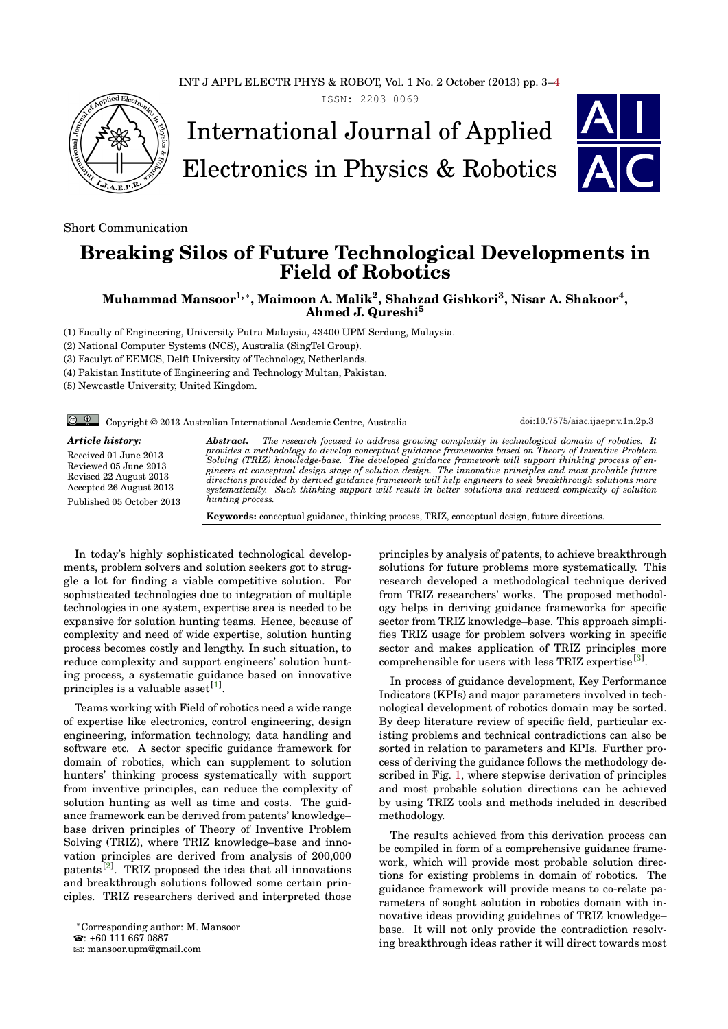Short Communication

# Breaking Silos of Future Technological Developments in Field of Robotics

**Muhammad Mansoor[1,*], Maimoon A. Malik[2], Shahzad Gishkori[3], Nisar A. Shakoor[4], Ahmed J. Qureshi[5]**

(1) Faculty of Engineering, University Putra Malaysia, 43400 UPM Serdang, Malaysia.

(2) National Computer Systems (NCS), Australia (SingTel Group).

(3) Faculyt of EEMCS, Delft University of Technology, Netherlands.

(4) Pakistan Institute of Engineering and Technology Multan, Pakistan.

(5) Newcastle University, United Kingdom.

Copyright © 2013 Australian International Academic Centre, Australia

doi:10.7575/aiac.ijaepr.v.1n.2p.3

***Article history:***

Received 01 June 2013
Reviewed 05 June 2013
Revised 22 August 2013
Accepted 26 August 2013
Published 05 October 2013

***Abstract.*** *The research focused to address growing complexity in technological domain of robotics. It provides a methodology to develop conceptual guidance frameworks based on Theory of Inventive Problem Solving (TRIZ) knowledge-base. The developed guidance framework will support thinking process of engineers at conceptual design stage of solution design. The innovative principles and most probable future directions provided by derived guidance framework will help engineers to seek breakthrough solutions more systematically. Such thinking support will result in better solutions and reduced complexity of solution hunting process.*

**Keywords:** conceptual guidance, thinking process, TRIZ, conceptual design, future directions.

In today's highly sophisticated technological developments, problem solvers and solution seekers got to struggle a lot for finding a viable competitive solution. For sophisticated technologies due to integration of multiple technologies in one system, expertise area is needed to be expansive for solution hunting teams. Hence, because of complexity and need of wide expertise, solution hunting process becomes costly and lengthy. In such situation, to reduce complexity and support engineers' solution hunting process, a systematic guidance based on innovative principles is a valuable asset[1].

Teams working with Field of robotics need a wide range of expertise like electronics, control engineering, design engineering, information technology, data handling and software etc. A sector specific guidance framework for domain of robotics, which can supplement to solution hunters' thinking process systematically with support from inventive principles, can reduce the complexity of solution hunting as well as time and costs. The guidance framework can be derived from patents' knowledge–base driven principles of Theory of Inventive Problem Solving (TRIZ), where TRIZ knowledge–base and innovation principles are derived from analysis of 200,000 patents[2]. TRIZ proposed the idea that all innovations and breakthrough solutions followed some certain principles. TRIZ researchers derived and interpreted those principles by analysis of patents, to achieve breakthrough solutions for future problems more systematically. This research developed a methodological technique derived from TRIZ researchers' works. The proposed methodology helps in deriving guidance frameworks for specific sector from TRIZ knowledge–base. This approach simplifies TRIZ usage for problem solvers working in specific sector and makes application of TRIZ principles more comprehensible for users with less TRIZ expertise[3].

In process of guidance development, Key Performance Indicators (KPIs) and major parameters involved in technological development of robotics domain may be sorted. By deep literature review of specific field, particular existing problems and technical contradictions can also be sorted in relation to parameters and KPIs. Further process of deriving the guidance follows the methodology described in Fig. 1, where stepwise derivation of principles and most probable solution directions can be achieved by using TRIZ tools and methods included in described methodology.

The results achieved from this derivation process can be compiled in form of a comprehensive guidance framework, which will provide most probable solution directions for existing problems in domain of robotics. The guidance framework will provide means to co-relate parameters of sought solution in robotics domain with innovative ideas providing guidelines of TRIZ knowledge–base. It will not only provide the contradiction resolving breakthrough ideas rather it will direct towards most

*Corresponding author: M. Mansoor
☎: +60 111 667 0887
✉: mansoor.upm@gmail.com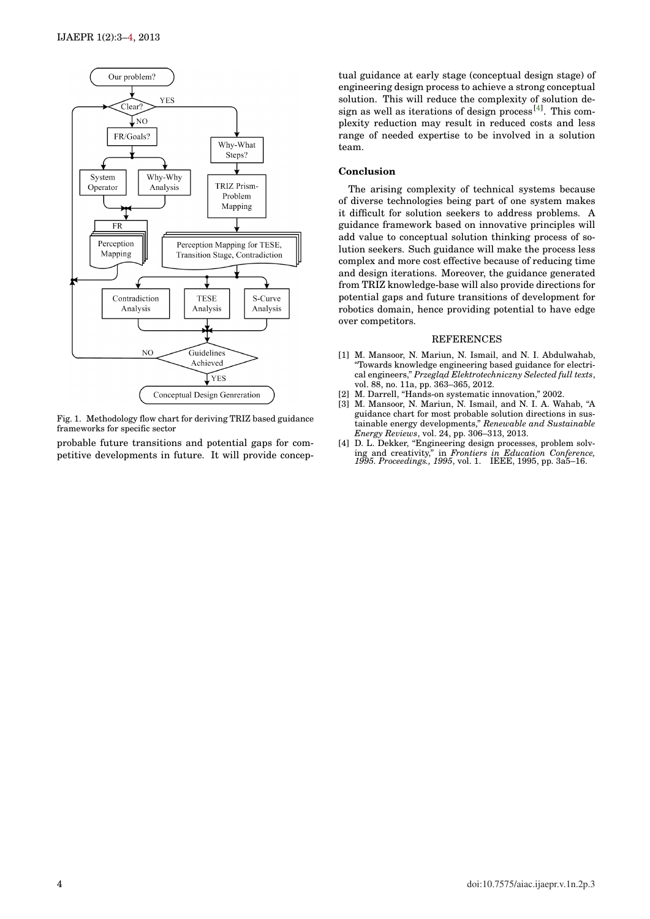Our problem?

Clear?

YES

NO

FR/Goals?

System Operator

Why-Why Analysis

FR

Perception Mapping

Why-What Steps?

TRIZ Prism-Problem Mapping

Perception Mapping for TESE, Transition Stage, Contradiction

Contradiction Analysis

TESE Analysis

S-Curve Analysis

NO

Guidelines Achieved

YES

Conceptual Design Genreration

Fig. 1. Methodology flow chart for deriving TRIZ based guidance frameworks for specific sector

probable future transitions and potential gaps for competitive developments in future. It will provide conceptual guidance at early stage (conceptual design stage) of engineering design process to achieve a strong conceptual solution. This will reduce the complexity of solution design as well as iterations of design process [4]. This complexity reduction may result in reduced costs and less range of needed expertise to be involved in a solution team.

## Conclusion

The arising complexity of technical systems because of diverse technologies being part of one system makes it difficult for solution seekers to address problems. A guidance framework based on innovative principles will add value to conceptual solution thinking process of solution seekers. Such guidance will make the process less complex and more cost effective because of reducing time and design iterations. Moreover, the guidance generated from TRIZ knowledge-base will also provide directions for potential gaps and future transitions of development for robotics domain, hence providing potential to have edge over competitors.

## REFERENCES

[1] M. Mansoor, N. Mariun, N. Ismail, and N. I. Abdulwahab, "Towards knowledge engineering based guidance for electrical engineers," *Przegląd Elektrotechniczny Selected full texts*, vol. 88, no. 11a, pp. 363–365, 2012.

[2] M. Darrell, "Hands-on systematic innovation," 2002.

[3] M. Mansoor, N. Mariun, N. Ismail, and N. I. A. Wahab, "A guidance chart for most probable solution directions in sustainable energy developments," *Renewable and Sustainable Energy Reviews*, vol. 24, pp. 306–313, 2013.

[4] D. L. Dekker, "Engineering design processes, problem solving and creativity," in *Frontiers in Education Conference, 1995. Proceedings., 1995*, vol. 1. IEEE, 1995, pp. 3a5–16.